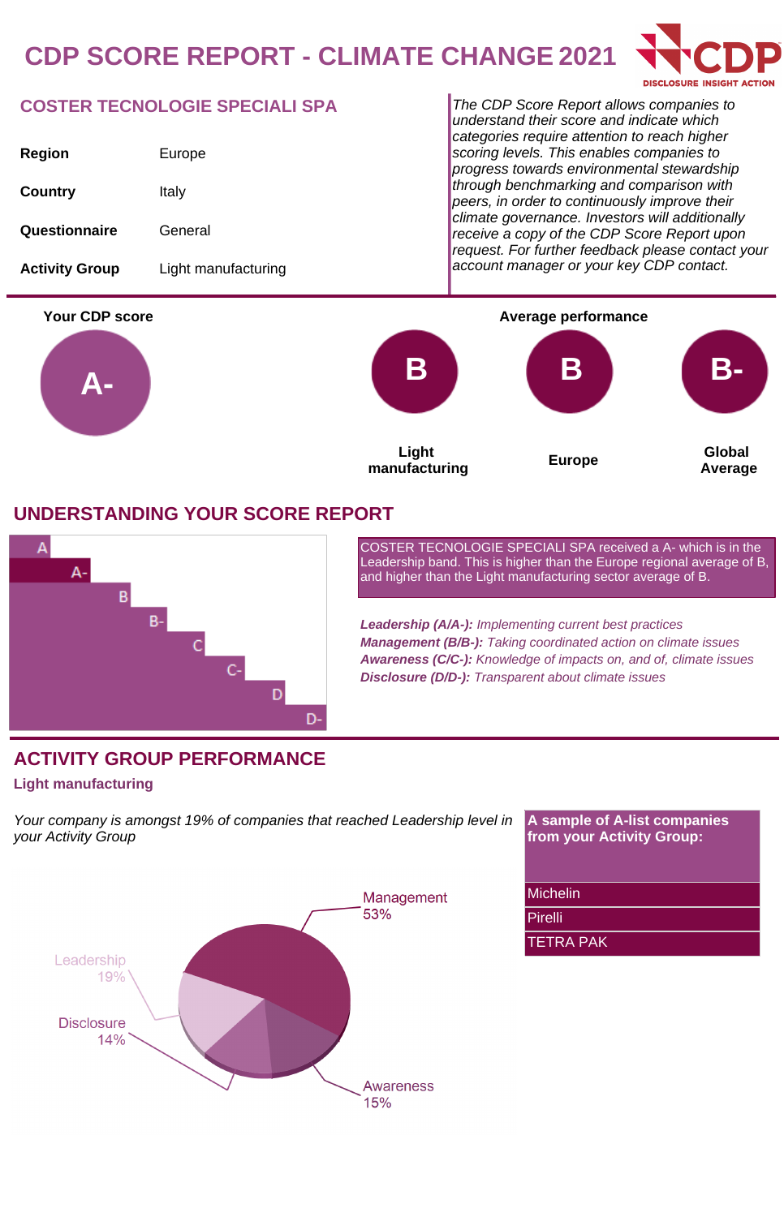# CDP SCORE REPORT - CLIMATE CHANGE 2021

CDP
DISCLOSURE INSIGHT ACTION

## COSTER TECNOLOGIE SPECIALI SPA

| | |
|---|---|
| **Region** | Europe |
| **Country** | Italy |
| **Questionnaire** | General |
| **Activity Group** | Light manufacturing |

*The CDP Score Report allows companies to understand their score and indicate which categories require attention to reach higher scoring levels. This enables companies to progress towards environmental stewardship through benchmarking and comparison with peers, in order to continuously improve their climate governance. Investors will additionally receive a copy of the CDP Score Report upon request. For further feedback please contact your account manager or your key CDP contact.*

**Your CDP score**

A-

**Average performance**

| Light manufacturing | Europe | Global Average |
|---|---|---|
| B | B | B- |

## UNDERSTANDING YOUR SCORE REPORT

A, A-, B, B-, C, C-, D, D-

COSTER TECNOLOGIE SPECIALI SPA received a A- which is in the Leadership band. This is higher than the Europe regional average of B, and higher than the Light manufacturing sector average of B.

***Leadership (A/A-):*** *Implementing current best practices*
***Management (B/B-):*** *Taking coordinated action on climate issues*
***Awareness (C/C-):*** *Knowledge of impacts on, and of, climate issues*
***Disclosure (D/D-):*** *Transparent about climate issues*

## ACTIVITY GROUP PERFORMANCE

### Light manufacturing

*Your company is amongst 19% of companies that reached Leadership level in your Activity Group*

Management 53%
Leadership 19%
Disclosure 14%
Awareness 15%

| A sample of A-list companies from your Activity Group: |
|---|
| Michelin |
| Pirelli |
| TETRA PAK |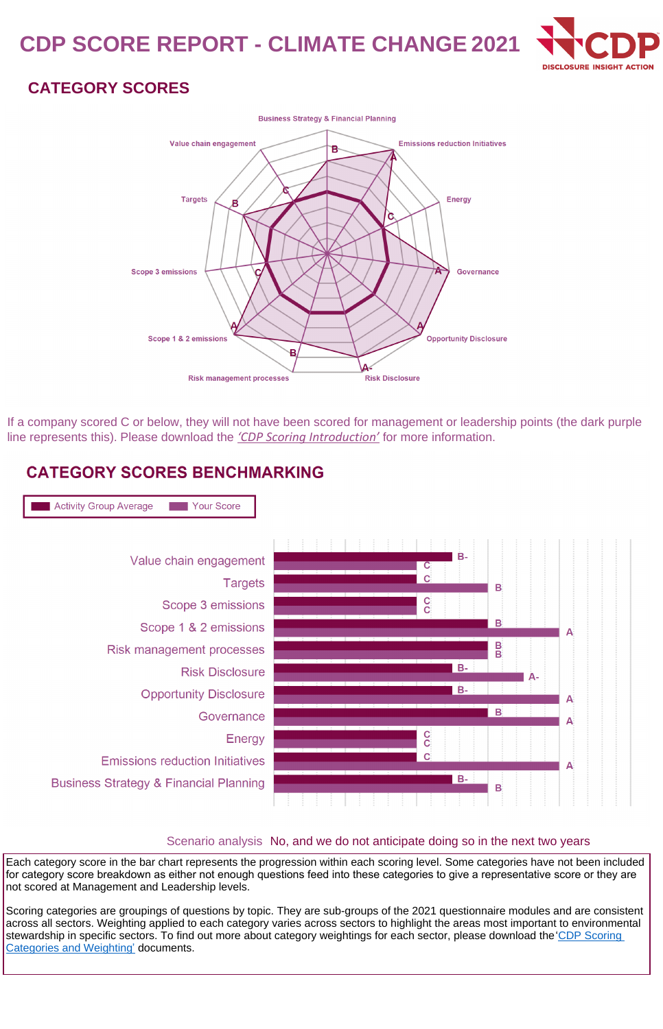# CDP SCORE REPORT - CLIMATE CHANGE 2021

CDP
DISCLOSURE INSIGHT ACTION

## CATEGORY SCORES

Business Strategy & Financial Planning
B
Emissions reduction Initiatives
A
Energy
C
Governance
A
Opportunity Disclosure
A
Risk Disclosure
A-
Risk management processes
B
Scope 1 & 2 emissions
A
Scope 3 emissions
C
Targets
B
Value chain engagement
C

If a company scored C or below, they will not have been scored for management or leadership points (the dark purple line represents this). Please download the *'CDP Scoring Introduction'* for more information.

## CATEGORY SCORES BENCHMARKING

Activity Group Average
Your Score

Value chain engagement
B-
C

Targets
C
B

Scope 3 emissions
C
C

Scope 1 & 2 emissions
B
A

Risk management processes
B
B

Risk Disclosure
B-
A-

Opportunity Disclosure
B-
A

Governance
B
A

Energy
C
C

Emissions reduction Initiatives
C
A

Business Strategy & Financial Planning
B-
B

Scenario analysis No, and we do not anticipate doing so in the next two years

Each category score in the bar chart represents the progression within each scoring level. Some categories have not been included for category score breakdown as either not enough questions feed into these categories to give a representative score or they are not scored at Management and Leadership levels.

Scoring categories are groupings of questions by topic. They are sub-groups of the 2021 questionnaire modules and are consistent across all sectors. Weighting applied to each category varies across sectors to highlight the areas most important to environmental stewardship in specific sectors. To find out more about category weightings for each sector, please download the 'CDP Scoring Categories and Weighting' documents.